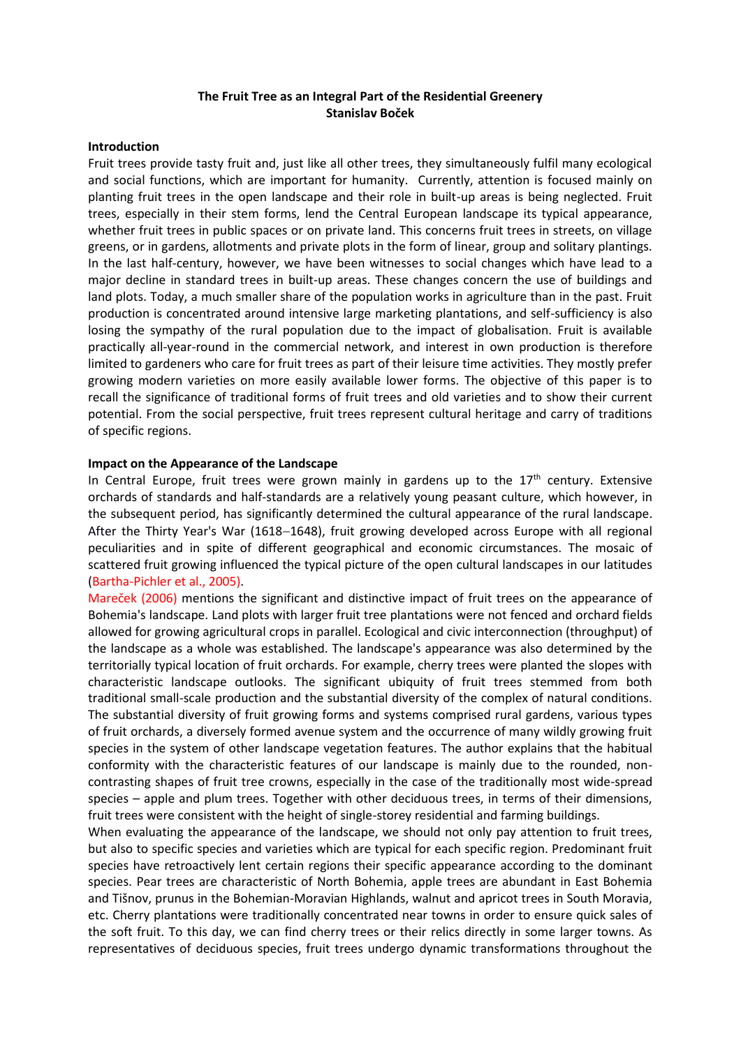# The Fruit Tree as an Integral Part of the Residential Greenery
**Stanislav Boček**

## Introduction

Fruit trees provide tasty fruit and, just like all other trees, they simultaneously fulfil many ecological and social functions, which are important for humanity. Currently, attention is focused mainly on planting fruit trees in the open landscape and their role in built-up areas is being neglected. Fruit trees, especially in their stem forms, lend the Central European landscape its typical appearance, whether fruit trees in public spaces or on private land. This concerns fruit trees in streets, on village greens, or in gardens, allotments and private plots in the form of linear, group and solitary plantings. In the last half-century, however, we have been witnesses to social changes which have lead to a major decline in standard trees in built-up areas. These changes concern the use of buildings and land plots. Today, a much smaller share of the population works in agriculture than in the past. Fruit production is concentrated around intensive large marketing plantations, and self-sufficiency is also losing the sympathy of the rural population due to the impact of globalisation. Fruit is available practically all-year-round in the commercial network, and interest in own production is therefore limited to gardeners who care for fruit trees as part of their leisure time activities. They mostly prefer growing modern varieties on more easily available lower forms. The objective of this paper is to recall the significance of traditional forms of fruit trees and old varieties and to show their current potential. From the social perspective, fruit trees represent cultural heritage and carry of traditions of specific regions.

## Impact on the Appearance of the Landscape

In Central Europe, fruit trees were grown mainly in gardens up to the 17th century. Extensive orchards of standards and half-standards are a relatively young peasant culture, which however, in the subsequent period, has significantly determined the cultural appearance of the rural landscape. After the Thirty Year's War (1618–1648), fruit growing developed across Europe with all regional peculiarities and in spite of different geographical and economic circumstances. The mosaic of scattered fruit growing influenced the typical picture of the open cultural landscapes in our latitudes (Bartha-Pichler et al., 2005).

Mareček (2006) mentions the significant and distinctive impact of fruit trees on the appearance of Bohemia's landscape. Land plots with larger fruit tree plantations were not fenced and orchard fields allowed for growing agricultural crops in parallel. Ecological and civic interconnection (throughput) of the landscape as a whole was established. The landscape's appearance was also determined by the territorially typical location of fruit orchards. For example, cherry trees were planted the slopes with characteristic landscape outlooks. The significant ubiquity of fruit trees stemmed from both traditional small-scale production and the substantial diversity of the complex of natural conditions. The substantial diversity of fruit growing forms and systems comprised rural gardens, various types of fruit orchards, a diversely formed avenue system and the occurrence of many wildly growing fruit species in the system of other landscape vegetation features. The author explains that the habitual conformity with the characteristic features of our landscape is mainly due to the rounded, non-contrasting shapes of fruit tree crowns, especially in the case of the traditionally most wide-spread species – apple and plum trees. Together with other deciduous trees, in terms of their dimensions, fruit trees were consistent with the height of single-storey residential and farming buildings.

When evaluating the appearance of the landscape, we should not only pay attention to fruit trees, but also to specific species and varieties which are typical for each specific region. Predominant fruit species have retroactively lent certain regions their specific appearance according to the dominant species. Pear trees are characteristic of North Bohemia, apple trees are abundant in East Bohemia and Tišnov, prunus in the Bohemian-Moravian Highlands, walnut and apricot trees in South Moravia, etc. Cherry plantations were traditionally concentrated near towns in order to ensure quick sales of the soft fruit. To this day, we can find cherry trees or their relics directly in some larger towns. As representatives of deciduous species, fruit trees undergo dynamic transformations throughout the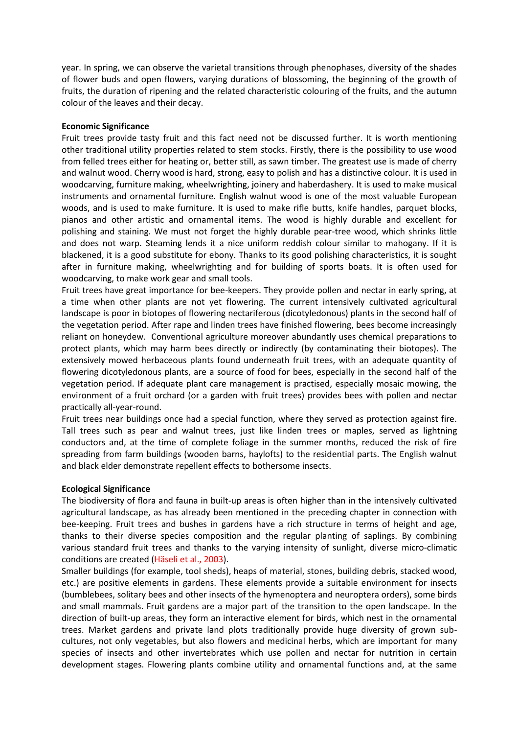year. In spring, we can observe the varietal transitions through phenophases, diversity of the shades of flower buds and open flowers, varying durations of blossoming, the beginning of the growth of fruits, the duration of ripening and the related characteristic colouring of the fruits, and the autumn colour of the leaves and their decay.

**Economic Significance**

Fruit trees provide tasty fruit and this fact need not be discussed further. It is worth mentioning other traditional utility properties related to stem stocks. Firstly, there is the possibility to use wood from felled trees either for heating or, better still, as sawn timber. The greatest use is made of cherry and walnut wood. Cherry wood is hard, strong, easy to polish and has a distinctive colour. It is used in woodcarving, furniture making, wheelwrighting, joinery and haberdashery. It is used to make musical instruments and ornamental furniture. English walnut wood is one of the most valuable European woods, and is used to make furniture. It is used to make rifle butts, knife handles, parquet blocks, pianos and other artistic and ornamental items. The wood is highly durable and excellent for polishing and staining. We must not forget the highly durable pear-tree wood, which shrinks little and does not warp. Steaming lends it a nice uniform reddish colour similar to mahogany. If it is blackened, it is a good substitute for ebony. Thanks to its good polishing characteristics, it is sought after in furniture making, wheelwrighting and for building of sports boats. It is often used for woodcarving, to make work gear and small tools.

Fruit trees have great importance for bee-keepers. They provide pollen and nectar in early spring, at a time when other plants are not yet flowering. The current intensively cultivated agricultural landscape is poor in biotopes of flowering nectariferous (dicotyledonous) plants in the second half of the vegetation period. After rape and linden trees have finished flowering, bees become increasingly reliant on honeydew. Conventional agriculture moreover abundantly uses chemical preparations to protect plants, which may harm bees directly or indirectly (by contaminating their biotopes). The extensively mowed herbaceous plants found underneath fruit trees, with an adequate quantity of flowering dicotyledonous plants, are a source of food for bees, especially in the second half of the vegetation period. If adequate plant care management is practised, especially mosaic mowing, the environment of a fruit orchard (or a garden with fruit trees) provides bees with pollen and nectar practically all-year-round.

Fruit trees near buildings once had a special function, where they served as protection against fire. Tall trees such as pear and walnut trees, just like linden trees or maples, served as lightning conductors and, at the time of complete foliage in the summer months, reduced the risk of fire spreading from farm buildings (wooden barns, haylofts) to the residential parts. The English walnut and black elder demonstrate repellent effects to bothersome insects.

**Ecological Significance**

The biodiversity of flora and fauna in built-up areas is often higher than in the intensively cultivated agricultural landscape, as has already been mentioned in the preceding chapter in connection with bee-keeping. Fruit trees and bushes in gardens have a rich structure in terms of height and age, thanks to their diverse species composition and the regular planting of saplings. By combining various standard fruit trees and thanks to the varying intensity of sunlight, diverse micro-climatic conditions are created (Häseli et al., 2003).

Smaller buildings (for example, tool sheds), heaps of material, stones, building debris, stacked wood, etc.) are positive elements in gardens. These elements provide a suitable environment for insects (bumblebees, solitary bees and other insects of the hymenoptera and neuroptera orders), some birds and small mammals. Fruit gardens are a major part of the transition to the open landscape. In the direction of built-up areas, they form an interactive element for birds, which nest in the ornamental trees. Market gardens and private land plots traditionally provide huge diversity of grown sub-cultures, not only vegetables, but also flowers and medicinal herbs, which are important for many species of insects and other invertebrates which use pollen and nectar for nutrition in certain development stages. Flowering plants combine utility and ornamental functions and, at the same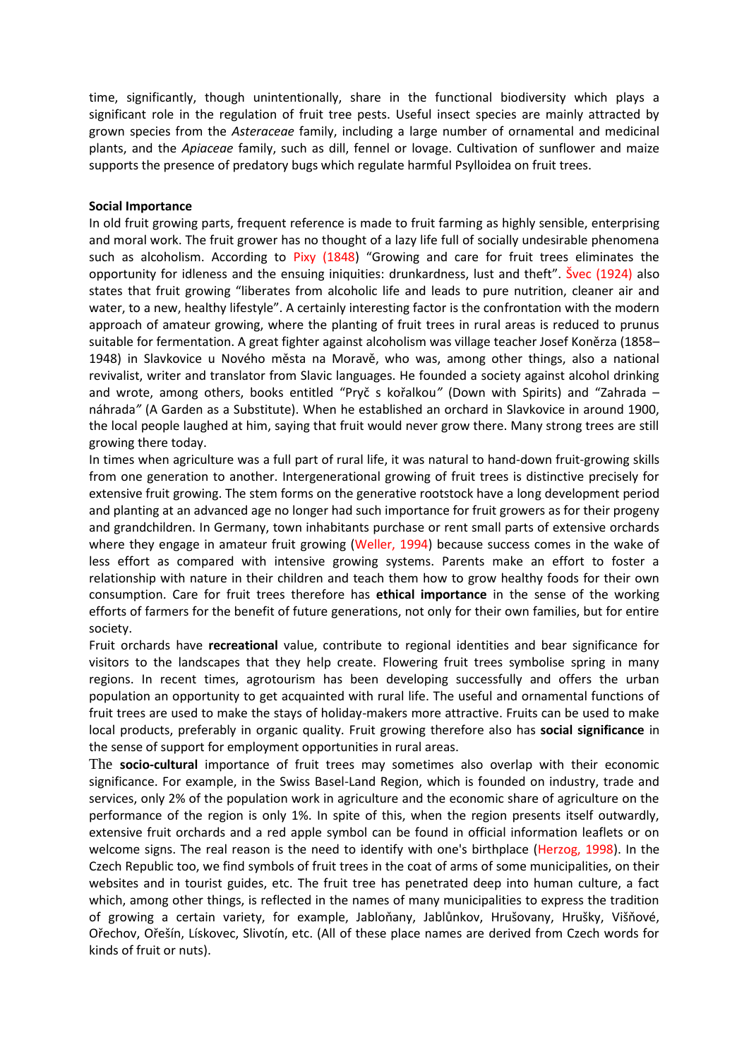time, significantly, though unintentionally, share in the functional biodiversity which plays a significant role in the regulation of fruit tree pests. Useful insect species are mainly attracted by grown species from the *Asteraceae* family, including a large number of ornamental and medicinal plants, and the *Apiaceae* family, such as dill, fennel or lovage. Cultivation of sunflower and maize supports the presence of predatory bugs which regulate harmful Psylloidea on fruit trees.

**Social Importance**

In old fruit growing parts, frequent reference is made to fruit farming as highly sensible, enterprising and moral work. The fruit grower has no thought of a lazy life full of socially undesirable phenomena such as alcoholism. According to Pixy (1848) "Growing and care for fruit trees eliminates the opportunity for idleness and the ensuing iniquities: drunkardness, lust and theft". Švec (1924) also states that fruit growing "liberates from alcoholic life and leads to pure nutrition, cleaner air and water, to a new, healthy lifestyle". A certainly interesting factor is the confrontation with the modern approach of amateur growing, where the planting of fruit trees in rural areas is reduced to prunus suitable for fermentation. A great fighter against alcoholism was village teacher Josef Koněrza (1858–1948) in Slavkovice u Nového města na Moravě, who was, among other things, also a national revivalist, writer and translator from Slavic languages. He founded a society against alcohol drinking and wrote, among others, books entitled "Pryč s kořalkou*"* (Down with Spirits) and "Zahrada – náhrada*"* (A Garden as a Substitute). When he established an orchard in Slavkovice in around 1900, the local people laughed at him, saying that fruit would never grow there. Many strong trees are still growing there today.

In times when agriculture was a full part of rural life, it was natural to hand-down fruit-growing skills from one generation to another. Intergenerational growing of fruit trees is distinctive precisely for extensive fruit growing. The stem forms on the generative rootstock have a long development period and planting at an advanced age no longer had such importance for fruit growers as for their progeny and grandchildren. In Germany, town inhabitants purchase or rent small parts of extensive orchards where they engage in amateur fruit growing (Weller, 1994) because success comes in the wake of less effort as compared with intensive growing systems. Parents make an effort to foster a relationship with nature in their children and teach them how to grow healthy foods for their own consumption. Care for fruit trees therefore has **ethical importance** in the sense of the working efforts of farmers for the benefit of future generations, not only for their own families, but for entire society.

Fruit orchards have **recreational** value, contribute to regional identities and bear significance for visitors to the landscapes that they help create. Flowering fruit trees symbolise spring in many regions. In recent times, agrotourism has been developing successfully and offers the urban population an opportunity to get acquainted with rural life. The useful and ornamental functions of fruit trees are used to make the stays of holiday-makers more attractive. Fruits can be used to make local products, preferably in organic quality. Fruit growing therefore also has **social significance** in the sense of support for employment opportunities in rural areas.

The **socio-cultural** importance of fruit trees may sometimes also overlap with their economic significance. For example, in the Swiss Basel-Land Region, which is founded on industry, trade and services, only 2% of the population work in agriculture and the economic share of agriculture on the performance of the region is only 1%. In spite of this, when the region presents itself outwardly, extensive fruit orchards and a red apple symbol can be found in official information leaflets or on welcome signs. The real reason is the need to identify with one's birthplace (Herzog, 1998). In the Czech Republic too, we find symbols of fruit trees in the coat of arms of some municipalities, on their websites and in tourist guides, etc. The fruit tree has penetrated deep into human culture, a fact which, among other things, is reflected in the names of many municipalities to express the tradition of growing a certain variety, for example, Jabloňany, Jablůnkov, Hrušovany, Hrušky, Višňové, Ořechov, Ořešín, Lískovec, Slivotín, etc. (All of these place names are derived from Czech words for kinds of fruit or nuts).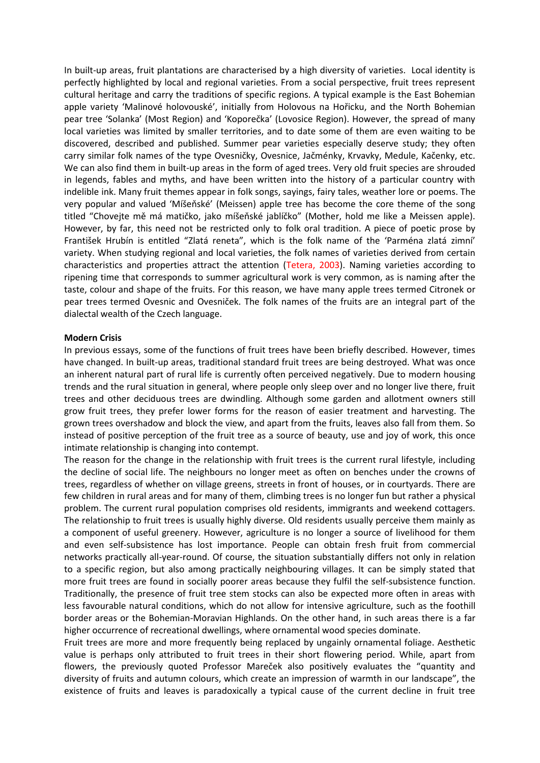In built-up areas, fruit plantations are characterised by a high diversity of varieties. Local identity is perfectly highlighted by local and regional varieties. From a social perspective, fruit trees represent cultural heritage and carry the traditions of specific regions. A typical example is the East Bohemian apple variety 'Malinové holovouské', initially from Holovous na Hořicku, and the North Bohemian pear tree 'Solanka' (Most Region) and 'Koporečka' (Lovosice Region). However, the spread of many local varieties was limited by smaller territories, and to date some of them are even waiting to be discovered, described and published. Summer pear varieties especially deserve study; they often carry similar folk names of the type Ovesničky, Ovesnice, Jačménky, Krvavky, Medule, Kačenky, etc. We can also find them in built-up areas in the form of aged trees. Very old fruit species are shrouded in legends, fables and myths, and have been written into the history of a particular country with indelible ink. Many fruit themes appear in folk songs, sayings, fairy tales, weather lore or poems. The very popular and valued 'Míšeňské' (Meissen) apple tree has become the core theme of the song titled "Chovejte mě má matičko, jako míšeňské jablíčko" (Mother, hold me like a Meissen apple). However, by far, this need not be restricted only to folk oral tradition. A piece of poetic prose by František Hrubín is entitled "Zlatá reneta", which is the folk name of the 'Parména zlatá zimní' variety. When studying regional and local varieties, the folk names of varieties derived from certain characteristics and properties attract the attention (Tetera, 2003). Naming varieties according to ripening time that corresponds to summer agricultural work is very common, as is naming after the taste, colour and shape of the fruits. For this reason, we have many apple trees termed Citronek or pear trees termed Ovesnic and Ovesniček. The folk names of the fruits are an integral part of the dialectal wealth of the Czech language.

**Modern Crisis**

In previous essays, some of the functions of fruit trees have been briefly described. However, times have changed. In built-up areas, traditional standard fruit trees are being destroyed. What was once an inherent natural part of rural life is currently often perceived negatively. Due to modern housing trends and the rural situation in general, where people only sleep over and no longer live there, fruit trees and other deciduous trees are dwindling. Although some garden and allotment owners still grow fruit trees, they prefer lower forms for the reason of easier treatment and harvesting. The grown trees overshadow and block the view, and apart from the fruits, leaves also fall from them. So instead of positive perception of the fruit tree as a source of beauty, use and joy of work, this once intimate relationship is changing into contempt.

The reason for the change in the relationship with fruit trees is the current rural lifestyle, including the decline of social life. The neighbours no longer meet as often on benches under the crowns of trees, regardless of whether on village greens, streets in front of houses, or in courtyards. There are few children in rural areas and for many of them, climbing trees is no longer fun but rather a physical problem. The current rural population comprises old residents, immigrants and weekend cottagers. The relationship to fruit trees is usually highly diverse. Old residents usually perceive them mainly as a component of useful greenery. However, agriculture is no longer a source of livelihood for them and even self-subsistence has lost importance. People can obtain fresh fruit from commercial networks practically all-year-round. Of course, the situation substantially differs not only in relation to a specific region, but also among practically neighbouring villages. It can be simply stated that more fruit trees are found in socially poorer areas because they fulfil the self-subsistence function. Traditionally, the presence of fruit tree stem stocks can also be expected more often in areas with less favourable natural conditions, which do not allow for intensive agriculture, such as the foothill border areas or the Bohemian-Moravian Highlands. On the other hand, in such areas there is a far higher occurrence of recreational dwellings, where ornamental wood species dominate.

Fruit trees are more and more frequently being replaced by ungainly ornamental foliage. Aesthetic value is perhaps only attributed to fruit trees in their short flowering period. While, apart from flowers, the previously quoted Professor Mareček also positively evaluates the "quantity and diversity of fruits and autumn colours, which create an impression of warmth in our landscape", the existence of fruits and leaves is paradoxically a typical cause of the current decline in fruit tree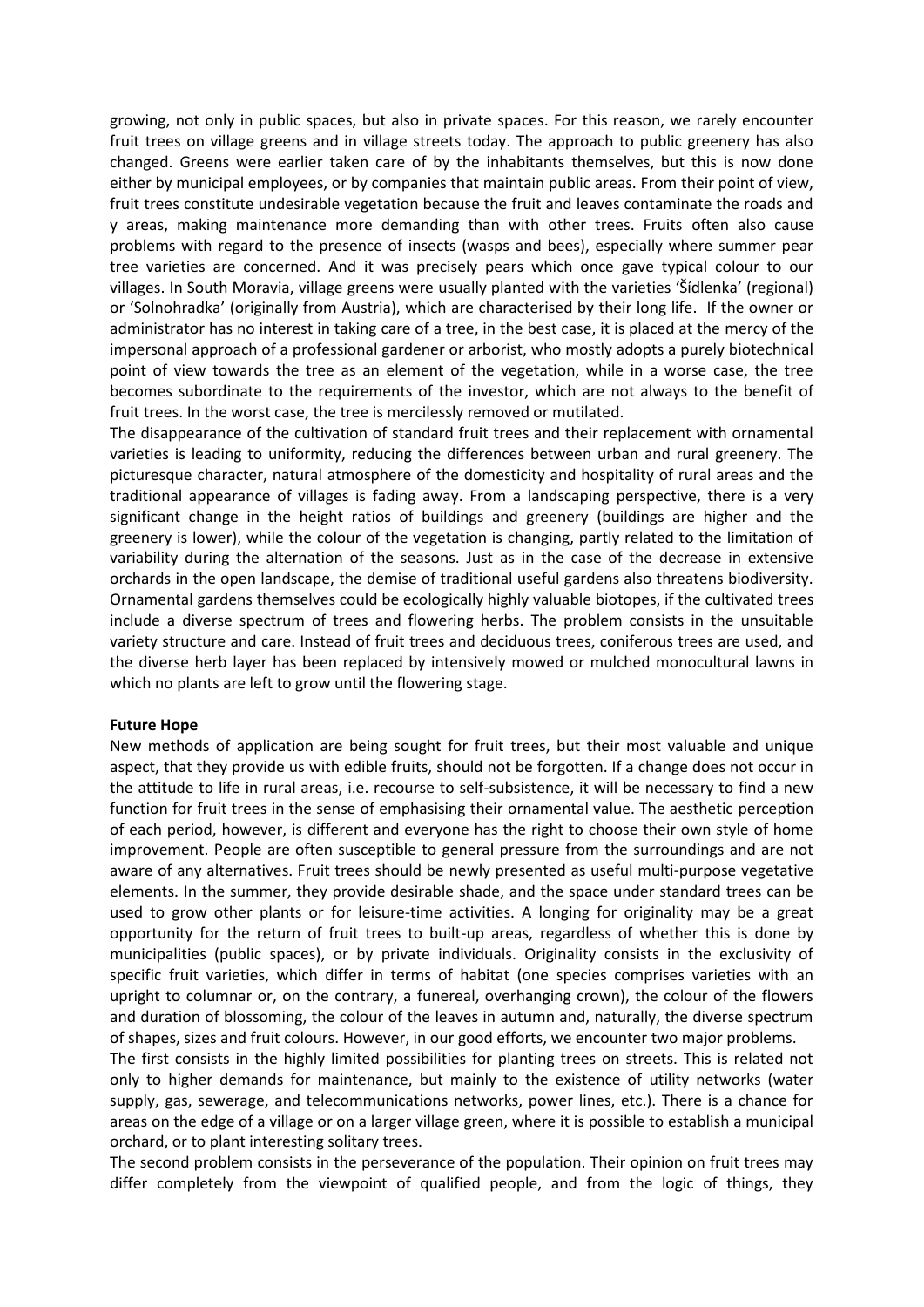growing, not only in public spaces, but also in private spaces. For this reason, we rarely encounter fruit trees on village greens and in village streets today. The approach to public greenery has also changed. Greens were earlier taken care of by the inhabitants themselves, but this is now done either by municipal employees, or by companies that maintain public areas. From their point of view, fruit trees constitute undesirable vegetation because the fruit and leaves contaminate the roads and y areas, making maintenance more demanding than with other trees. Fruits often also cause problems with regard to the presence of insects (wasps and bees), especially where summer pear tree varieties are concerned. And it was precisely pears which once gave typical colour to our villages. In South Moravia, village greens were usually planted with the varieties 'Šídlenka' (regional) or 'Solnohradka' (originally from Austria), which are characterised by their long life. If the owner or administrator has no interest in taking care of a tree, in the best case, it is placed at the mercy of the impersonal approach of a professional gardener or arborist, who mostly adopts a purely biotechnical point of view towards the tree as an element of the vegetation, while in a worse case, the tree becomes subordinate to the requirements of the investor, which are not always to the benefit of fruit trees. In the worst case, the tree is mercilessly removed or mutilated.

The disappearance of the cultivation of standard fruit trees and their replacement with ornamental varieties is leading to uniformity, reducing the differences between urban and rural greenery. The picturesque character, natural atmosphere of the domesticity and hospitality of rural areas and the traditional appearance of villages is fading away. From a landscaping perspective, there is a very significant change in the height ratios of buildings and greenery (buildings are higher and the greenery is lower), while the colour of the vegetation is changing, partly related to the limitation of variability during the alternation of the seasons. Just as in the case of the decrease in extensive orchards in the open landscape, the demise of traditional useful gardens also threatens biodiversity. Ornamental gardens themselves could be ecologically highly valuable biotopes, if the cultivated trees include a diverse spectrum of trees and flowering herbs. The problem consists in the unsuitable variety structure and care. Instead of fruit trees and deciduous trees, coniferous trees are used, and the diverse herb layer has been replaced by intensively mowed or mulched monocultural lawns in which no plants are left to grow until the flowering stage.

**Future Hope**

New methods of application are being sought for fruit trees, but their most valuable and unique aspect, that they provide us with edible fruits, should not be forgotten. If a change does not occur in the attitude to life in rural areas, i.e. recourse to self-subsistence, it will be necessary to find a new function for fruit trees in the sense of emphasising their ornamental value. The aesthetic perception of each period, however, is different and everyone has the right to choose their own style of home improvement. People are often susceptible to general pressure from the surroundings and are not aware of any alternatives. Fruit trees should be newly presented as useful multi-purpose vegetative elements. In the summer, they provide desirable shade, and the space under standard trees can be used to grow other plants or for leisure-time activities. A longing for originality may be a great opportunity for the return of fruit trees to built-up areas, regardless of whether this is done by municipalities (public spaces), or by private individuals. Originality consists in the exclusivity of specific fruit varieties, which differ in terms of habitat (one species comprises varieties with an upright to columnar or, on the contrary, a funereal, overhanging crown), the colour of the flowers and duration of blossoming, the colour of the leaves in autumn and, naturally, the diverse spectrum of shapes, sizes and fruit colours. However, in our good efforts, we encounter two major problems.

The first consists in the highly limited possibilities for planting trees on streets. This is related not only to higher demands for maintenance, but mainly to the existence of utility networks (water supply, gas, sewerage, and telecommunications networks, power lines, etc.). There is a chance for areas on the edge of a village or on a larger village green, where it is possible to establish a municipal orchard, or to plant interesting solitary trees.

The second problem consists in the perseverance of the population. Their opinion on fruit trees may differ completely from the viewpoint of qualified people, and from the logic of things, they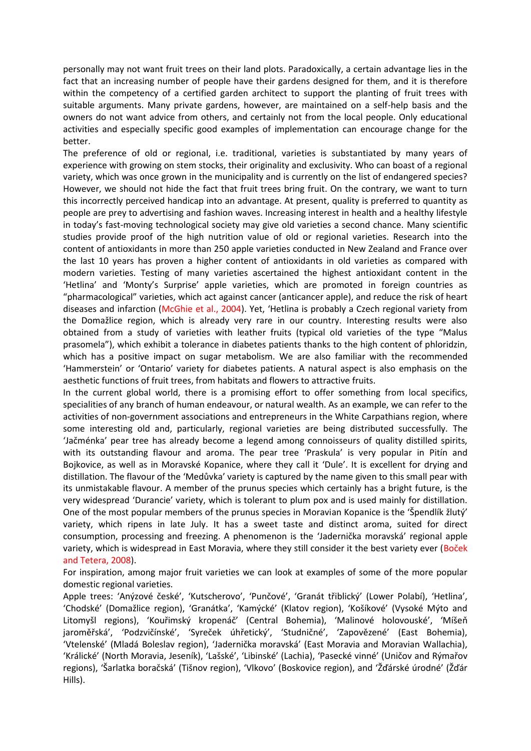personally may not want fruit trees on their land plots. Paradoxically, a certain advantage lies in the fact that an increasing number of people have their gardens designed for them, and it is therefore within the competency of a certified garden architect to support the planting of fruit trees with suitable arguments. Many private gardens, however, are maintained on a self-help basis and the owners do not want advice from others, and certainly not from the local people. Only educational activities and especially specific good examples of implementation can encourage change for the better.

The preference of old or regional, i.e. traditional, varieties is substantiated by many years of experience with growing on stem stocks, their originality and exclusivity. Who can boast of a regional variety, which was once grown in the municipality and is currently on the list of endangered species? However, we should not hide the fact that fruit trees bring fruit. On the contrary, we want to turn this incorrectly perceived handicap into an advantage. At present, quality is preferred to quantity as people are prey to advertising and fashion waves. Increasing interest in health and a healthy lifestyle in today's fast-moving technological society may give old varieties a second chance. Many scientific studies provide proof of the high nutrition value of old or regional varieties. Research into the content of antioxidants in more than 250 apple varieties conducted in New Zealand and France over the last 10 years has proven a higher content of antioxidants in old varieties as compared with modern varieties. Testing of many varieties ascertained the highest antioxidant content in the 'Hetlina' and 'Monty's Surprise' apple varieties, which are promoted in foreign countries as "pharmacological" varieties, which act against cancer (anticancer apple), and reduce the risk of heart diseases and infarction (McGhie et al., 2004). Yet, 'Hetlina is probably a Czech regional variety from the Domažlice region, which is already very rare in our country. Interesting results were also obtained from a study of varieties with leather fruits (typical old varieties of the type "Malus prasomela"), which exhibit a tolerance in diabetes patients thanks to the high content of phloridzin, which has a positive impact on sugar metabolism. We are also familiar with the recommended 'Hammerstein' or 'Ontario' variety for diabetes patients. A natural aspect is also emphasis on the aesthetic functions of fruit trees, from habitats and flowers to attractive fruits.

In the current global world, there is a promising effort to offer something from local specifics, specialities of any branch of human endeavour, or natural wealth. As an example, we can refer to the activities of non-government associations and entrepreneurs in the White Carpathians region, where some interesting old and, particularly, regional varieties are being distributed successfully. The 'Jačménka' pear tree has already become a legend among connoisseurs of quality distilled spirits, with its outstanding flavour and aroma. The pear tree 'Praskula' is very popular in Pitín and Bojkovice, as well as in Moravské Kopanice, where they call it 'Dule'. It is excellent for drying and distillation. The flavour of the 'Medůvka' variety is captured by the name given to this small pear with its unmistakable flavour. A member of the prunus species which certainly has a bright future, is the very widespread 'Durancie' variety, which is tolerant to plum pox and is used mainly for distillation. One of the most popular members of the prunus species in Moravian Kopanice is the 'Špendlík žlutý' variety, which ripens in late July. It has a sweet taste and distinct aroma, suited for direct consumption, processing and freezing. A phenomenon is the 'Jadernička moravská' regional apple variety, which is widespread in East Moravia, where they still consider it the best variety ever (Boček and Tetera, 2008).

For inspiration, among major fruit varieties we can look at examples of some of the more popular domestic regional varieties.

Apple trees: 'Anýzové české', 'Kutscherovo', 'Punčové', 'Granát třiblický' (Lower Polabí), 'Hetlina', 'Chodské' (Domažlice region), 'Granátka', 'Kamýcké' (Klatov region), 'Košíkové' (Vysoké Mýto and Litomyšl regions), 'Kouřimský kropenáč' (Central Bohemia), 'Malinové holovouské', 'Míšeň jaroměřská', 'Podzvičínské', 'Syreček úhřetický', 'Studničné', 'Zapovězené' (East Bohemia), 'Vtelenské' (Mladá Boleslav region), 'Jadernička moravská' (East Moravia and Moravian Wallachia), 'Králické' (North Moravia, Jeseník), 'Lašské', 'Libinské' (Lachia), 'Pasecké vinné' (Uničov and Rýmařov regions), 'Šarlatka boračská' (Tišnov region), 'Vlkovo' (Boskovice region), and 'Žďárské úrodné' (Žďár Hills).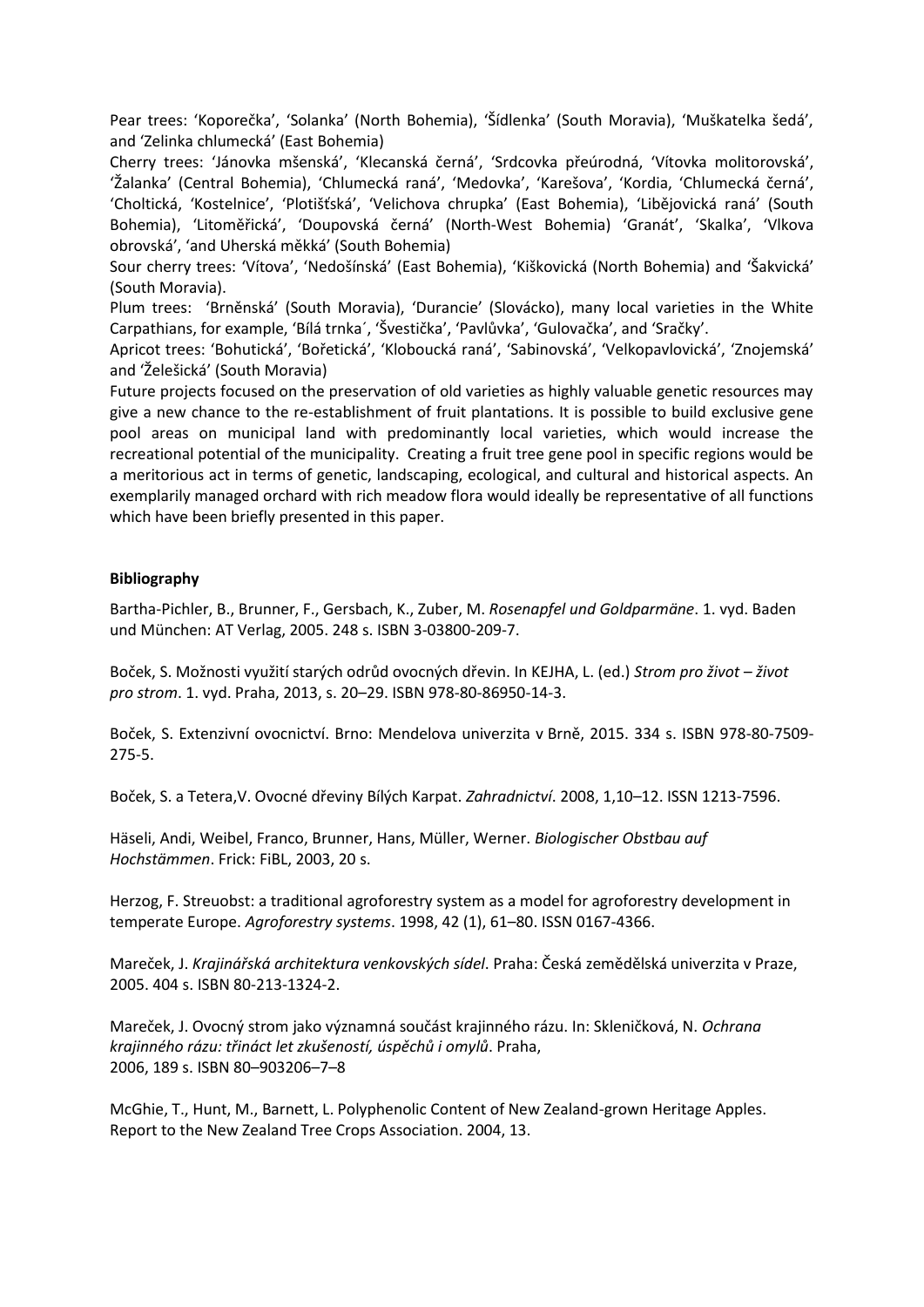Pear trees: 'Koporečka', 'Solanka' (North Bohemia), 'Šídlenka' (South Moravia), 'Muškatelka šedá', and 'Zelinka chlumecká' (East Bohemia)

Cherry trees: 'Jánovka mšenská', 'Klecanská černá', 'Srdcovka přeúrodná, 'Vítovka molitorovská', 'Žalanka' (Central Bohemia), 'Chlumecká raná', 'Medovka', 'Karešova', 'Kordia, 'Chlumecká černá', 'Choltická, 'Kostelnice', 'Plotišťská', 'Velichova chrupka' (East Bohemia), 'Libějovická raná' (South Bohemia), 'Litoměřická', 'Doupovská černá' (North-West Bohemia) 'Granát', 'Skalka', 'Vlkova obrovská', 'and Uherská měkká' (South Bohemia)

Sour cherry trees: 'Vítova', 'Nedošínská' (East Bohemia), 'Kiškovická (North Bohemia) and 'Šakvická' (South Moravia).

Plum trees: 'Brněnská' (South Moravia), 'Durancie' (Slovácko), many local varieties in the White Carpathians, for example, 'Bílá trnka´, 'Švestička', 'Pavlůvka', 'Gulovačka', and 'Sračky'.

Apricot trees: 'Bohutická', 'Bořetická', 'Kloboucká raná', 'Sabinovská', 'Velkopavlovická', 'Znojemská' and 'Želešická' (South Moravia)

Future projects focused on the preservation of old varieties as highly valuable genetic resources may give a new chance to the re-establishment of fruit plantations. It is possible to build exclusive gene pool areas on municipal land with predominantly local varieties, which would increase the recreational potential of the municipality. Creating a fruit tree gene pool in specific regions would be a meritorious act in terms of genetic, landscaping, ecological, and cultural and historical aspects. An exemplarily managed orchard with rich meadow flora would ideally be representative of all functions which have been briefly presented in this paper.

**Bibliography**

Bartha-Pichler, B., Brunner, F., Gersbach, K., Zuber, M. *Rosenapfel und Goldparmäne*. 1. vyd. Baden und München: AT Verlag, 2005. 248 s. ISBN 3-03800-209-7.

Boček, S. Možnosti využití starých odrůd ovocných dřevin. In KEJHA, L. (ed.) *Strom pro život – život pro strom*. 1. vyd. Praha, 2013, s. 20–29. ISBN 978-80-86950-14-3.

Boček, S. Extenzivní ovocnictví. Brno: Mendelova univerzita v Brně, 2015. 334 s. ISBN 978-80-7509-275-5.

Boček, S. a Tetera,V. Ovocné dřeviny Bílých Karpat. *Zahradnictví*. 2008, 1,10–12. ISSN 1213-7596.

Häseli, Andi, Weibel, Franco, Brunner, Hans, Müller, Werner. *Biologischer Obstbau auf Hochstämmen*. Frick: FiBL, 2003, 20 s.

Herzog, F. Streuobst: a traditional agroforestry system as a model for agroforestry development in temperate Europe. *Agroforestry systems*. 1998, 42 (1), 61–80. ISSN 0167-4366.

Mareček, J. *Krajinářská architektura venkovských sídel*. Praha: Česká zemědělská univerzita v Praze, 2005. 404 s. ISBN 80-213-1324-2.

Mareček, J. Ovocný strom jako významná součást krajinného rázu. In: Skleničková, N. *Ochrana krajinného rázu: třináct let zkušeností, úspěchů i omylů*. Praha, 2006, 189 s. ISBN 80–903206–7–8

McGhie, T., Hunt, M., Barnett, L. Polyphenolic Content of New Zealand-grown Heritage Apples. Report to the New Zealand Tree Crops Association. 2004, 13.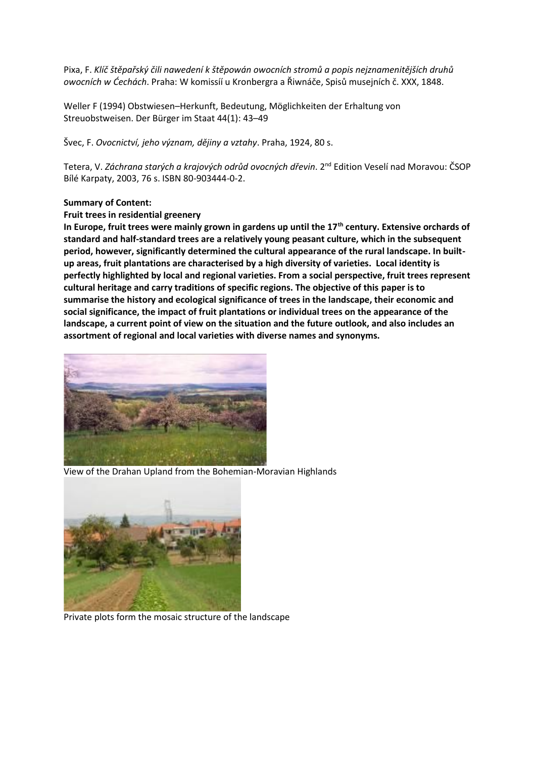Pixa, F. *Klíč štěpařský čili nawedení k štěpowán owocních stromů a popis nejznamenitějších druhů owocních w Ćechách*. Praha: W komissíí u Kronbergra a Řiwnáče, Spisů musejních č. XXX, 1848.

Weller F (1994) Obstwiesen–Herkunft, Bedeutung, Möglichkeiten der Erhaltung von Streuobstweisen. Der Bürger im Staat 44(1): 43–49

Švec, F. *Ovocnictví, jeho význam, dějiny a vztahy*. Praha, 1924, 80 s.

Tetera, V. *Záchrana starých a krajových odrůd ovocných dřevin*. 2nd Edition Veselí nad Moravou: ČSOP Bílé Karpaty, 2003, 76 s. ISBN 80-903444-0-2.

**Summary of Content:**

**Fruit trees in residential greenery**

**In Europe, fruit trees were mainly grown in gardens up until the 17th century. Extensive orchards of standard and half-standard trees are a relatively young peasant culture, which in the subsequent period, however, significantly determined the cultural appearance of the rural landscape. In built-up areas, fruit plantations are characterised by a high diversity of varieties. Local identity is perfectly highlighted by local and regional varieties. From a social perspective, fruit trees represent cultural heritage and carry traditions of specific regions. The objective of this paper is to summarise the history and ecological significance of trees in the landscape, their economic and social significance, the impact of fruit plantations or individual trees on the appearance of the landscape, a current point of view on the situation and the future outlook, and also includes an assortment of regional and local varieties with diverse names and synonyms.**

View of the Drahan Upland from the Bohemian-Moravian Highlands

Private plots form the mosaic structure of the landscape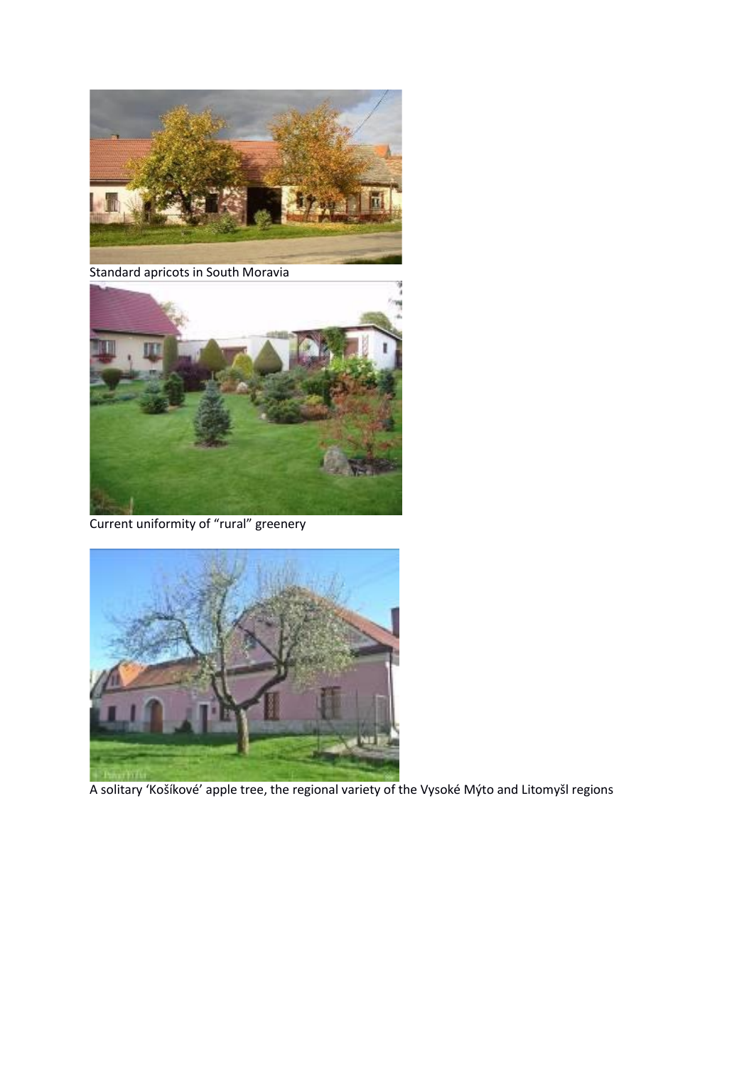Standard apricots in South Moravia

Current uniformity of “rural” greenery

A solitary ‘Košíkové’ apple tree, the regional variety of the Vysoké Mýto and Litomyšl regions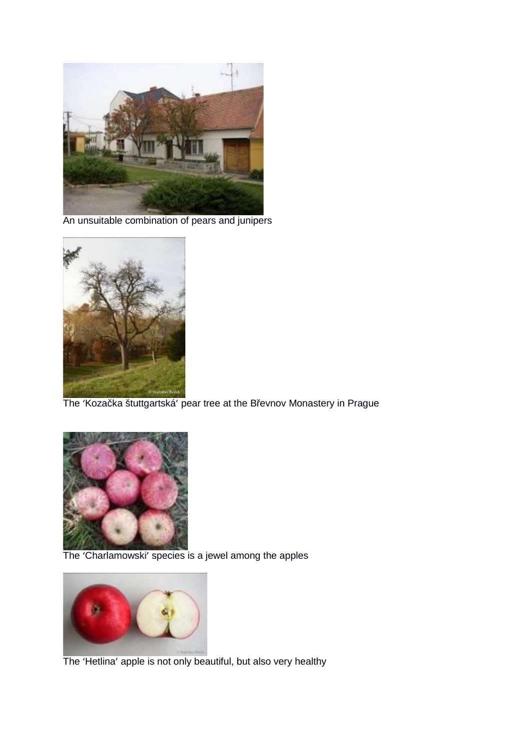An unsuitable combination of pears and junipers

The ‘Kozačka štuttgartská’ pear tree at the Břevnov Monastery in Prague

The ‘Charlamowski’ species is a jewel among the apples

The ‘Hetlina’ apple is not only beautiful, but also very healthy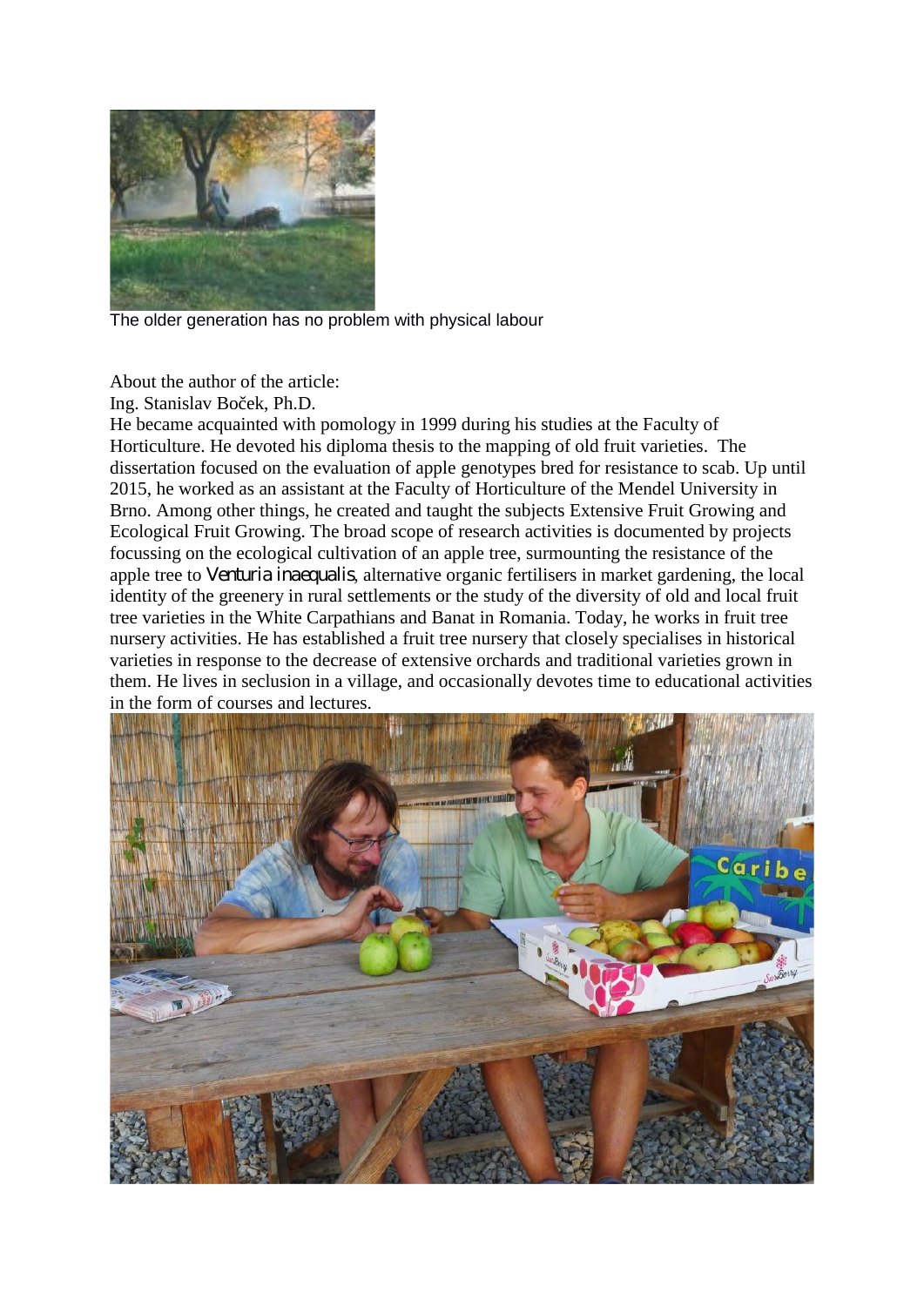The older generation has no problem with physical labour

About the author of the article:
Ing. Stanislav Boček, Ph.D.
He became acquainted with pomology in 1999 during his studies at the Faculty of Horticulture. He devoted his diploma thesis to the mapping of old fruit varieties. The dissertation focused on the evaluation of apple genotypes bred for resistance to scab. Up until 2015, he worked as an assistant at the Faculty of Horticulture of the Mendel University in Brno. Among other things, he created and taught the subjects Extensive Fruit Growing and Ecological Fruit Growing. The broad scope of research activities is documented by projects focussing on the ecological cultivation of an apple tree, surmounting the resistance of the apple tree to *Venturia inaequalis*, alternative organic fertilisers in market gardening, the local identity of the greenery in rural settlements or the study of the diversity of old and local fruit tree varieties in the White Carpathians and Banat in Romania. Today, he works in fruit tree nursery activities. He has established a fruit tree nursery that closely specialises in historical varieties in response to the decrease of extensive orchards and traditional varieties grown in them. He lives in seclusion in a village, and occasionally devotes time to educational activities in the form of courses and lectures.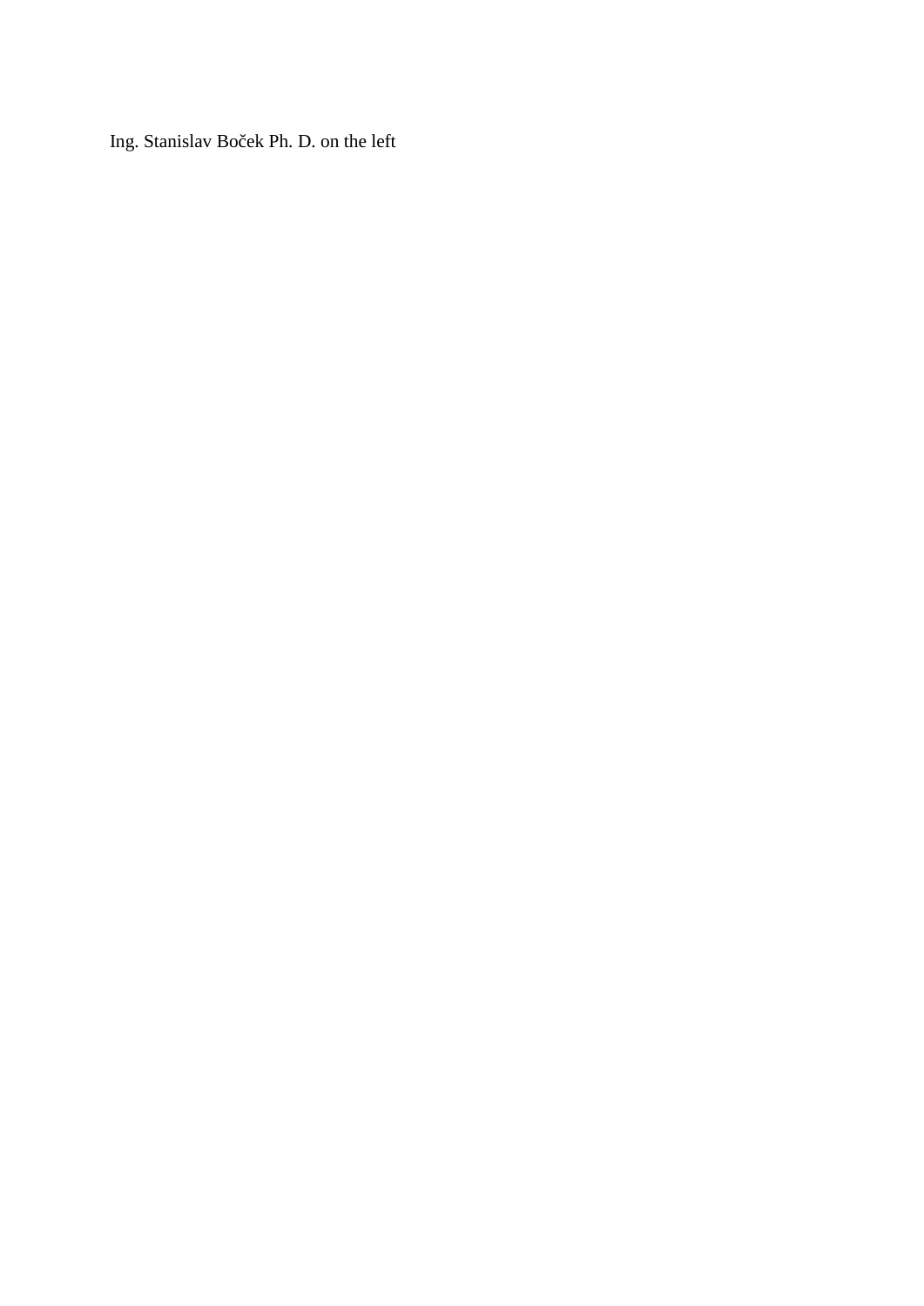Ing. Stanislav Boček Ph. D. on the left